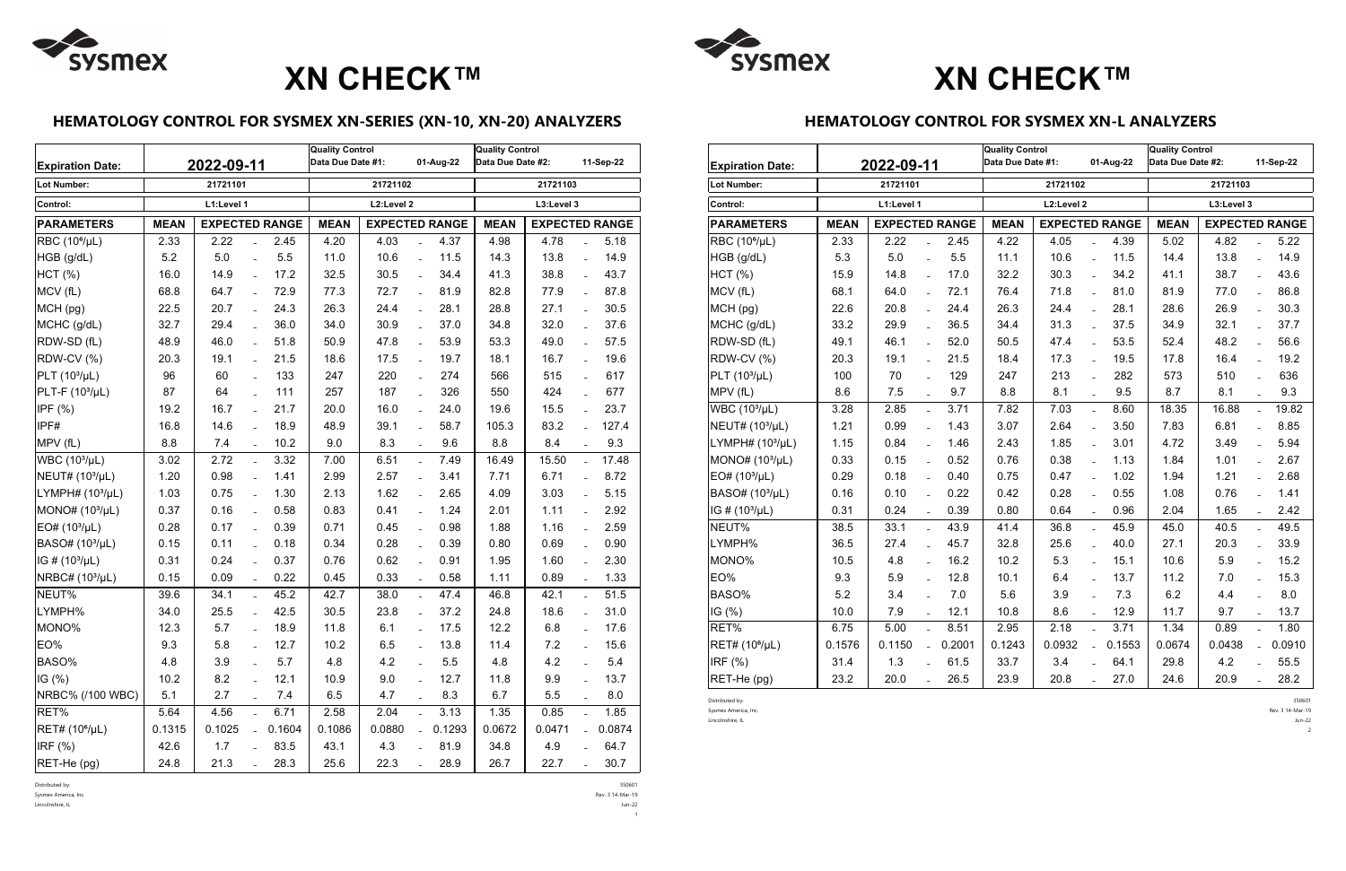# XN CHECK™

## HEMATOLOGY CONTROL FOR SYSMEX XN-SERIES (XN-10, XN-20) ANALYZERS

| Expiration Date: | 2022-09-11 | | | Quality Control Data Due Date #1: 01-Aug-22 | | | Quality Control Data Due Date #2: 11-Sep-22 | | |
|---|---|---|---|---|---|---|---|---|---|
| **Lot Number:** | 21721101 | | | 21721102 | | | 21721103 | | |
| **Control:** | L1:Level 1 | | | L2:Level 2 | | | L3:Level 3 | | |
| **PARAMETERS** | **MEAN** | **EXPECTED RANGE** | | **MEAN** | **EXPECTED RANGE** | | **MEAN** | **EXPECTED RANGE** | |
| RBC ($10^6$/µL) | 2.33 | 2.22 | 2.45 | 4.20 | 4.03 | 4.37 | 4.98 | 4.78 | 5.18 |
| HGB (g/dL) | 5.2 | 5.0 | 5.5 | 11.0 | 10.6 | 11.5 | 14.3 | 13.8 | 14.9 |
| HCT (%) | 16.0 | 14.9 | 17.2 | 32.5 | 30.5 | 34.4 | 41.3 | 38.8 | 43.7 |
| MCV (fL) | 68.8 | 64.7 | 72.9 | 77.3 | 72.7 | 81.9 | 82.8 | 77.9 | 87.8 |
| MCH (pg) | 22.5 | 20.7 | 24.3 | 26.3 | 24.4 | 28.1 | 28.8 | 27.1 | 30.5 |
| MCHC (g/dL) | 32.7 | 29.4 | 36.0 | 34.0 | 30.9 | 37.0 | 34.8 | 32.0 | 37.6 |
| RDW-SD (fL) | 48.9 | 46.0 | 51.8 | 50.9 | 47.8 | 53.9 | 53.3 | 49.0 | 57.5 |
| RDW-CV (%) | 20.3 | 19.1 | 21.5 | 18.6 | 17.5 | 19.7 | 18.1 | 16.7 | 19.6 |
| PLT ($10^3$/µL) | 96 | 60 | 133 | 247 | 220 | 274 | 566 | 515 | 617 |
| PLT-F ($10^3$/µL) | 87 | 64 | 111 | 257 | 187 | 326 | 550 | 424 | 677 |
| IPF (%) | 19.2 | 16.7 | 21.7 | 20.0 | 16.0 | 24.0 | 19.6 | 15.5 | 23.7 |
| IPF# | 16.8 | 14.6 | 18.9 | 48.9 | 39.1 | 58.7 | 105.3 | 83.2 | 127.4 |
| MPV (fL) | 8.8 | 7.4 | 10.2 | 9.0 | 8.3 | 9.6 | 8.8 | 8.4 | 9.3 |
| WBC ($10^3$/µL) | 3.02 | 2.72 | 3.32 | 7.00 | 6.51 | 7.49 | 16.49 | 15.50 | 17.48 |
| NEUT# ($10^3$/µL) | 1.20 | 0.98 | 1.41 | 2.99 | 2.57 | 3.41 | 7.71 | 6.71 | 8.72 |
| LYMPH# ($10^3$/µL) | 1.03 | 0.75 | 1.30 | 2.13 | 1.62 | 2.65 | 4.09 | 3.03 | 5.15 |
| MONO# ($10^3$/µL) | 0.37 | 0.16 | 0.58 | 0.83 | 0.41 | 1.24 | 2.01 | 1.11 | 2.92 |
| EO# ($10^3$/µL) | 0.28 | 0.17 | 0.39 | 0.71 | 0.45 | 0.98 | 1.88 | 1.16 | 2.59 |
| BASO# ($10^3$/µL) | 0.15 | 0.11 | 0.18 | 0.34 | 0.28 | 0.39 | 0.80 | 0.69 | 0.90 |
| IG # ($10^3$/µL) | 0.31 | 0.24 | 0.37 | 0.76 | 0.62 | 0.91 | 1.95 | 1.60 | 2.30 |
| NRBC# ($10^3$/µL) | 0.15 | 0.09 | 0.22 | 0.45 | 0.33 | 0.58 | 1.11 | 0.89 | 1.33 |
| NEUT% | 39.6 | 34.1 | 45.2 | 42.7 | 38.0 | 47.4 | 46.8 | 42.1 | 51.5 |
| LYMPH% | 34.0 | 25.5 | 42.5 | 30.5 | 23.8 | 37.2 | 24.8 | 18.6 | 31.0 |
| MONO% | 12.3 | 5.7 | 18.9 | 11.8 | 6.1 | 17.5 | 12.2 | 6.8 | 17.6 |
| EO% | 9.3 | 5.8 | 12.7 | 10.2 | 6.5 | 13.8 | 11.4 | 7.2 | 15.6 |
| BASO% | 4.8 | 3.9 | 5.7 | 4.8 | 4.2 | 5.5 | 4.8 | 4.2 | 5.4 |
| IG (%) | 10.2 | 8.2 | 12.1 | 10.9 | 9.0 | 12.7 | 11.8 | 9.9 | 13.7 |
| NRBC% (/100 WBC) | 5.1 | 2.7 | 7.4 | 6.5 | 4.7 | 8.3 | 6.7 | 5.5 | 8.0 |
| RET% | 5.64 | 4.56 | 6.71 | 2.58 | 2.04 | 3.13 | 1.35 | 0.85 | 1.85 |
| RET# ($10^6$/µL) | 0.1315 | 0.1025 | 0.1604 | 0.1086 | 0.0880 | 0.1293 | 0.0672 | 0.0471 | 0.0874 |
| IRF (%) | 42.6 | 1.7 | 83.5 | 43.1 | 4.3 | 81.9 | 34.8 | 4.9 | 64.7 |
| RET-He (pg) | 24.8 | 21.3 | 28.3 | 25.6 | 22.3 | 28.9 | 26.7 | 22.7 | 30.7 |

Distributed by:
Sysmex America, Inc.
Lincolnshire, IL

350601
Rev. 3 14-Mar-19
Jun-22

# XN CHECK™

## HEMATOLOGY CONTROL FOR SYSMEX XN-L ANALYZERS

| Expiration Date: | 2022-09-11 | | | Quality Control Data Due Date #1: 01-Aug-22 | | | Quality Control Data Due Date #2: 11-Sep-22 | | |
|---|---|---|---|---|---|---|---|---|---|
| **Lot Number:** | 21721101 | | | 21721102 | | | 21721103 | | |
| **Control:** | L1:Level 1 | | | L2:Level 2 | | | L3:Level 3 | | |
| **PARAMETERS** | **MEAN** | **EXPECTED RANGE** | | **MEAN** | **EXPECTED RANGE** | | **MEAN** | **EXPECTED RANGE** | |
| RBC ($10^6$/µL) | 2.33 | 2.22 | 2.45 | 4.22 | 4.05 | 4.39 | 5.02 | 4.82 | 5.22 |
| HGB (g/dL) | 5.3 | 5.0 | 5.5 | 11.1 | 10.6 | 11.5 | 14.4 | 13.8 | 14.9 |
| HCT (%) | 15.9 | 14.8 | 17.0 | 32.2 | 30.3 | 34.2 | 41.1 | 38.7 | 43.6 |
| MCV (fL) | 68.1 | 64.0 | 72.1 | 76.4 | 71.8 | 81.0 | 81.9 | 77.0 | 86.8 |
| MCH (pg) | 22.6 | 20.8 | 24.4 | 26.3 | 24.4 | 28.1 | 28.6 | 26.9 | 30.3 |
| MCHC (g/dL) | 33.2 | 29.9 | 36.5 | 34.4 | 31.3 | 37.5 | 34.9 | 32.1 | 37.7 |
| RDW-SD (fL) | 49.1 | 46.1 | 52.0 | 50.5 | 47.4 | 53.5 | 52.4 | 48.2 | 56.6 |
| RDW-CV (%) | 20.3 | 19.1 | 21.5 | 18.4 | 17.3 | 19.5 | 17.8 | 16.4 | 19.2 |
| PLT ($10^3$/µL) | 100 | 70 | 129 | 247 | 213 | 282 | 573 | 510 | 636 |
| MPV (fL) | 8.6 | 7.5 | 9.7 | 8.8 | 8.1 | 9.5 | 8.7 | 8.1 | 9.3 |
| WBC ($10^3$/µL) | 3.28 | 2.85 | 3.71 | 7.82 | 7.03 | 8.60 | 18.35 | 16.88 | 19.82 |
| NEUT# ($10^3$/µL) | 1.21 | 0.99 | 1.43 | 3.07 | 2.64 | 3.50 | 7.83 | 6.81 | 8.85 |
| LYMPH# ($10^3$/µL) | 1.15 | 0.84 | 1.46 | 2.43 | 1.85 | 3.01 | 4.72 | 3.49 | 5.94 |
| MONO# ($10^3$/µL) | 0.33 | 0.15 | 0.52 | 0.76 | 0.38 | 1.13 | 1.84 | 1.01 | 2.67 |
| EO# ($10^3$/µL) | 0.29 | 0.18 | 0.40 | 0.75 | 0.47 | 1.02 | 1.94 | 1.21 | 2.68 |
| BASO# ($10^3$/µL) | 0.16 | 0.10 | 0.22 | 0.42 | 0.28 | 0.55 | 1.08 | 0.76 | 1.41 |
| IG # ($10^3$/µL) | 0.31 | 0.24 | 0.39 | 0.80 | 0.64 | 0.96 | 2.04 | 1.65 | 2.42 |
| NEUT% | 38.5 | 33.1 | 43.9 | 41.4 | 36.8 | 45.9 | 45.0 | 40.5 | 49.5 |
| LYMPH% | 36.5 | 27.4 | 45.7 | 32.8 | 25.6 | 40.0 | 27.1 | 20.3 | 33.9 |
| MONO% | 10.5 | 4.8 | 16.2 | 10.2 | 5.3 | 15.1 | 10.6 | 5.9 | 15.2 |
| EO% | 9.3 | 5.9 | 12.8 | 10.1 | 6.4 | 13.7 | 11.2 | 7.0 | 15.3 |
| BASO% | 5.2 | 3.4 | 7.0 | 5.6 | 3.9 | 7.3 | 6.2 | 4.4 | 8.0 |
| IG (%) | 10.0 | 7.9 | 12.1 | 10.8 | 8.6 | 12.9 | 11.7 | 9.7 | 13.7 |
| RET% | 6.75 | 5.00 | 8.51 | 2.95 | 2.18 | 3.71 | 1.34 | 0.89 | 1.80 |
| RET# ($10^6$/µL) | 0.1576 | 0.1150 | 0.2001 | 0.1243 | 0.0932 | 0.1553 | 0.0674 | 0.0438 | 0.0910 |
| IRF (%) | 31.4 | 1.3 | 61.5 | 33.7 | 3.4 | 64.1 | 29.8 | 4.2 | 55.5 |
| RET-He (pg) | 23.2 | 20.0 | 26.5 | 23.9 | 20.8 | 27.0 | 24.6 | 20.9 | 28.2 |

Distributed by:
Sysmex America, Inc.
Lincolnshire, IL

350601
Rev. 3 14-Mar-19
Jun-22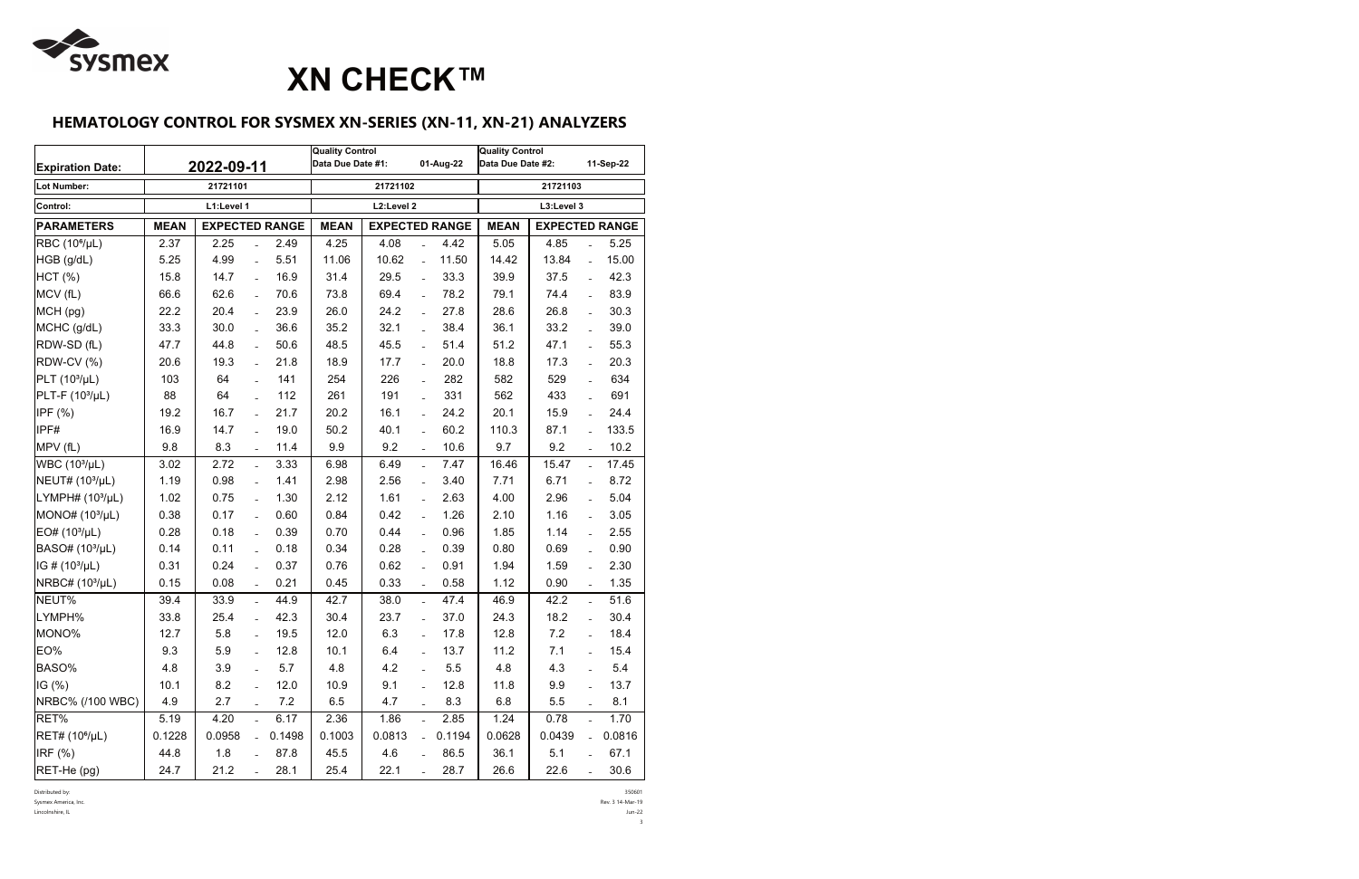sysmex

# XN CHECK™

## HEMATOLOGY CONTROL FOR SYSMEX XN-SERIES (XN-11, XN-21) ANALYZERS

| Expiration Date: | 2022-09-11 | | | | Quality Control Data Due Date #1: 01-Aug-22 | | | | Quality Control Data Due Date #2: 11-Sep-22 | | | |
|---|---|---|---|---|---|---|---|---|---|---|---|---|
| **Lot Number:** | 21721101 | | | | 21721102 | | | | 21721103 | | | |
| **Control:** | L1:Level 1 | | | | L2:Level 2 | | | | L3:Level 3 | | | |
| **PARAMETERS** | **MEAN** | **EXPECTED RANGE** | | | **MEAN** | **EXPECTED RANGE** | | | **MEAN** | **EXPECTED RANGE** | | |
| RBC ($10^6$/µL) | 2.37 | 2.25 | - | 2.49 | 4.25 | 4.08 | - | 4.42 | 5.05 | 4.85 | - | 5.25 |
| HGB (g/dL) | 5.25 | 4.99 | - | 5.51 | 11.06 | 10.62 | - | 11.50 | 14.42 | 13.84 | - | 15.00 |
| HCT (%) | 15.8 | 14.7 | - | 16.9 | 31.4 | 29.5 | - | 33.3 | 39.9 | 37.5 | - | 42.3 |
| MCV (fL) | 66.6 | 62.6 | - | 70.6 | 73.8 | 69.4 | - | 78.2 | 79.1 | 74.4 | - | 83.9 |
| MCH (pg) | 22.2 | 20.4 | - | 23.9 | 26.0 | 24.2 | - | 27.8 | 28.6 | 26.8 | - | 30.3 |
| MCHC (g/dL) | 33.3 | 30.0 | - | 36.6 | 35.2 | 32.1 | - | 38.4 | 36.1 | 33.2 | - | 39.0 |
| RDW-SD (fL) | 47.7 | 44.8 | - | 50.6 | 48.5 | 45.5 | - | 51.4 | 51.2 | 47.1 | - | 55.3 |
| RDW-CV (%) | 20.6 | 19.3 | - | 21.8 | 18.9 | 17.7 | - | 20.0 | 18.8 | 17.3 | - | 20.3 |
| PLT ($10^3$/µL) | 103 | 64 | - | 141 | 254 | 226 | - | 282 | 582 | 529 | - | 634 |
| PLT-F ($10^3$/µL) | 88 | 64 | - | 112 | 261 | 191 | - | 331 | 562 | 433 | - | 691 |
| IPF (%) | 19.2 | 16.7 | - | 21.7 | 20.2 | 16.1 | - | 24.2 | 20.1 | 15.9 | - | 24.4 |
| IPF# | 16.9 | 14.7 | - | 19.0 | 50.2 | 40.1 | - | 60.2 | 110.3 | 87.1 | - | 133.5 |
| MPV (fL) | 9.8 | 8.3 | - | 11.4 | 9.9 | 9.2 | - | 10.6 | 9.7 | 9.2 | - | 10.2 |
| WBC ($10^3$/µL) | 3.02 | 2.72 | - | 3.33 | 6.98 | 6.49 | - | 7.47 | 16.46 | 15.47 | - | 17.45 |
| NEUT# ($10^3$/µL) | 1.19 | 0.98 | - | 1.41 | 2.98 | 2.56 | - | 3.40 | 7.71 | 6.71 | - | 8.72 |
| LYMPH# ($10^3$/µL) | 1.02 | 0.75 | - | 1.30 | 2.12 | 1.61 | - | 2.63 | 4.00 | 2.96 | - | 5.04 |
| MONO# ($10^3$/µL) | 0.38 | 0.17 | - | 0.60 | 0.84 | 0.42 | - | 1.26 | 2.10 | 1.16 | - | 3.05 |
| EO# ($10^3$/µL) | 0.28 | 0.18 | - | 0.39 | 0.70 | 0.44 | - | 0.96 | 1.85 | 1.14 | - | 2.55 |
| BASO# ($10^3$/µL) | 0.14 | 0.11 | - | 0.18 | 0.34 | 0.28 | - | 0.39 | 0.80 | 0.69 | - | 0.90 |
| IG # ($10^3$/µL) | 0.31 | 0.24 | - | 0.37 | 0.76 | 0.62 | - | 0.91 | 1.94 | 1.59 | - | 2.30 |
| NRBC# ($10^3$/µL) | 0.15 | 0.08 | - | 0.21 | 0.45 | 0.33 | - | 0.58 | 1.12 | 0.90 | - | 1.35 |
| NEUT% | 39.4 | 33.9 | - | 44.9 | 42.7 | 38.0 | - | 47.4 | 46.9 | 42.2 | - | 51.6 |
| LYMPH% | 33.8 | 25.4 | - | 42.3 | 30.4 | 23.7 | - | 37.0 | 24.3 | 18.2 | - | 30.4 |
| MONO% | 12.7 | 5.8 | - | 19.5 | 12.0 | 6.3 | - | 17.8 | 12.8 | 7.2 | - | 18.4 |
| EO% | 9.3 | 5.9 | - | 12.8 | 10.1 | 6.4 | - | 13.7 | 11.2 | 7.1 | - | 15.4 |
| BASO% | 4.8 | 3.9 | - | 5.7 | 4.8 | 4.2 | - | 5.5 | 4.8 | 4.3 | - | 5.4 |
| IG (%) | 10.1 | 8.2 | - | 12.0 | 10.9 | 9.1 | - | 12.8 | 11.8 | 9.9 | - | 13.7 |
| NRBC% (/100 WBC) | 4.9 | 2.7 | - | 7.2 | 6.5 | 4.7 | - | 8.3 | 6.8 | 5.5 | - | 8.1 |
| RET% | 5.19 | 4.20 | - | 6.17 | 2.36 | 1.86 | - | 2.85 | 1.24 | 0.78 | - | 1.70 |
| RET# ($10^6$/µL) | 0.1228 | 0.0958 | - | 0.1498 | 0.1003 | 0.0813 | - | 0.1194 | 0.0628 | 0.0439 | - | 0.0816 |
| IRF (%) | 44.8 | 1.8 | - | 87.8 | 45.5 | 4.6 | - | 86.5 | 36.1 | 5.1 | - | 67.1 |
| RET-He (pg) | 24.7 | 21.2 | - | 28.1 | 25.4 | 22.1 | - | 28.7 | 26.6 | 22.6 | - | 30.6 |

Distributed by:
Sysmex America, Inc.
Lincolnshire, IL

350601
Rev. 3 14-Mar-19
Jun-22